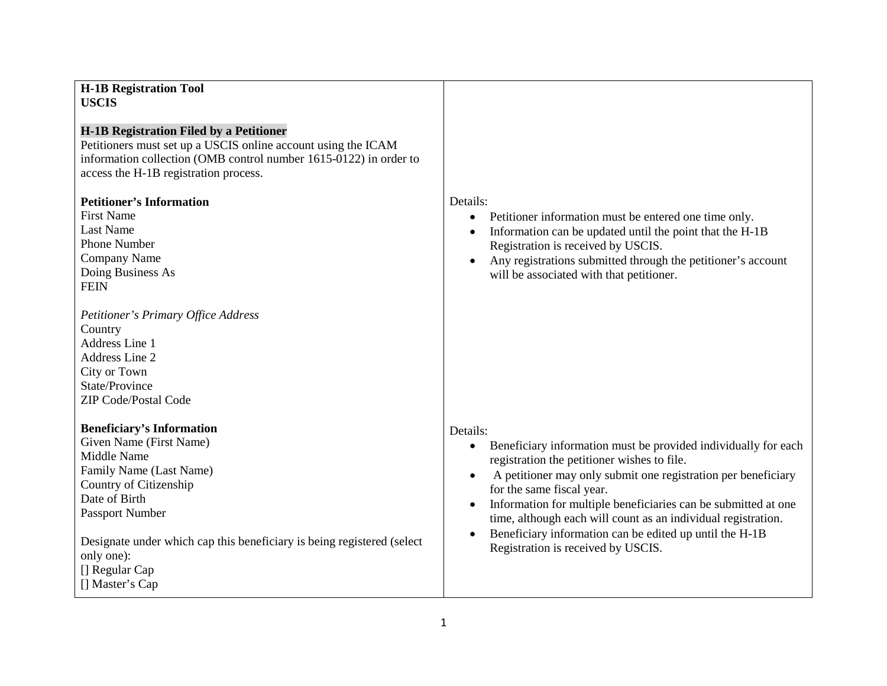| **H-1B Registration Tool**<br>**USCIS**<br><br>**H-1B Registration Filed by a Petitioner**<br>Petitioners must set up a USCIS online account using the ICAM information collection (OMB control number 1615-0122) in order to access the H-1B registration process. | |
|---|---|
| **Petitioner's Information**<br>First Name<br>Last Name<br>Phone Number<br>Company Name<br>Doing Business As<br>FEIN<br><br>*Petitioner's Primary Office Address*<br>Country<br>Address Line 1<br>Address Line 2<br>City or Town<br>State/Province<br>ZIP Code/Postal Code | Details:<br>• Petitioner information must be entered one time only.<br>• Information can be updated until the point that the H-1B Registration is received by USCIS.<br>• Any registrations submitted through the petitioner's account will be associated with that petitioner. |
| **Beneficiary's Information**<br>Given Name (First Name)<br>Middle Name<br>Family Name (Last Name)<br>Country of Citizenship<br>Date of Birth<br>Passport Number<br><br>Designate under which cap this beneficiary is being registered (select only one):<br>[] Regular Cap<br>[] Master's Cap | Details:<br>• Beneficiary information must be provided individually for each registration the petitioner wishes to file.<br>• A petitioner may only submit one registration per beneficiary for the same fiscal year.<br>• Information for multiple beneficiaries can be submitted at one time, although each will count as an individual registration.<br>• Beneficiary information can be edited up until the H-1B Registration is received by USCIS. |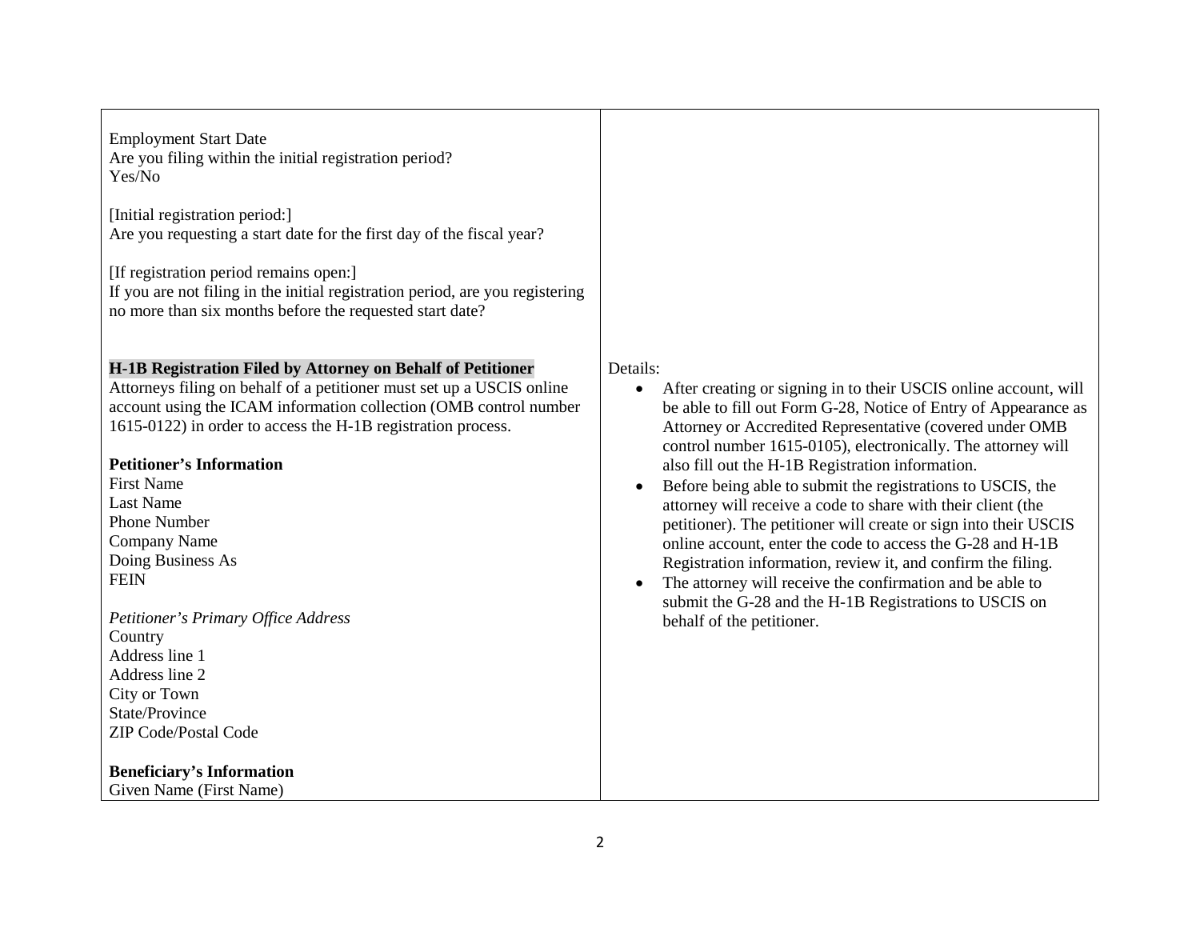| | |
|---|---|
| Employment Start Date<br>Are you filing within the initial registration period?<br>Yes/No<br><br>[Initial registration period:]<br>Are you requesting a start date for the first day of the fiscal year?<br><br>[If registration period remains open:]<br>If you are not filing in the initial registration period, are you registering no more than six months before the requested start date? | |
| **H-1B Registration Filed by Attorney on Behalf of Petitioner**<br>Attorneys filing on behalf of a petitioner must set up a USCIS online account using the ICAM information collection (OMB control number 1615-0122) in order to access the H-1B registration process.<br><br>**Petitioner's Information**<br>First Name<br>Last Name<br>Phone Number<br>Company Name<br>Doing Business As<br>FEIN<br><br>*Petitioner's Primary Office Address*<br>Country<br>Address line 1<br>Address line 2<br>City or Town<br>State/Province<br>ZIP Code/Postal Code<br><br>**Beneficiary's Information**<br>Given Name (First Name) | Details:<br>• After creating or signing in to their USCIS online account, will be able to fill out Form G-28, Notice of Entry of Appearance as Attorney or Accredited Representative (covered under OMB control number 1615-0105), electronically. The attorney will also fill out the H-1B Registration information.<br>• Before being able to submit the registrations to USCIS, the attorney will receive a code to share with their client (the petitioner). The petitioner will create or sign into their USCIS online account, enter the code to access the G-28 and H-1B Registration information, review it, and confirm the filing.<br>• The attorney will receive the confirmation and be able to submit the G-28 and the H-1B Registrations to USCIS on behalf of the petitioner. |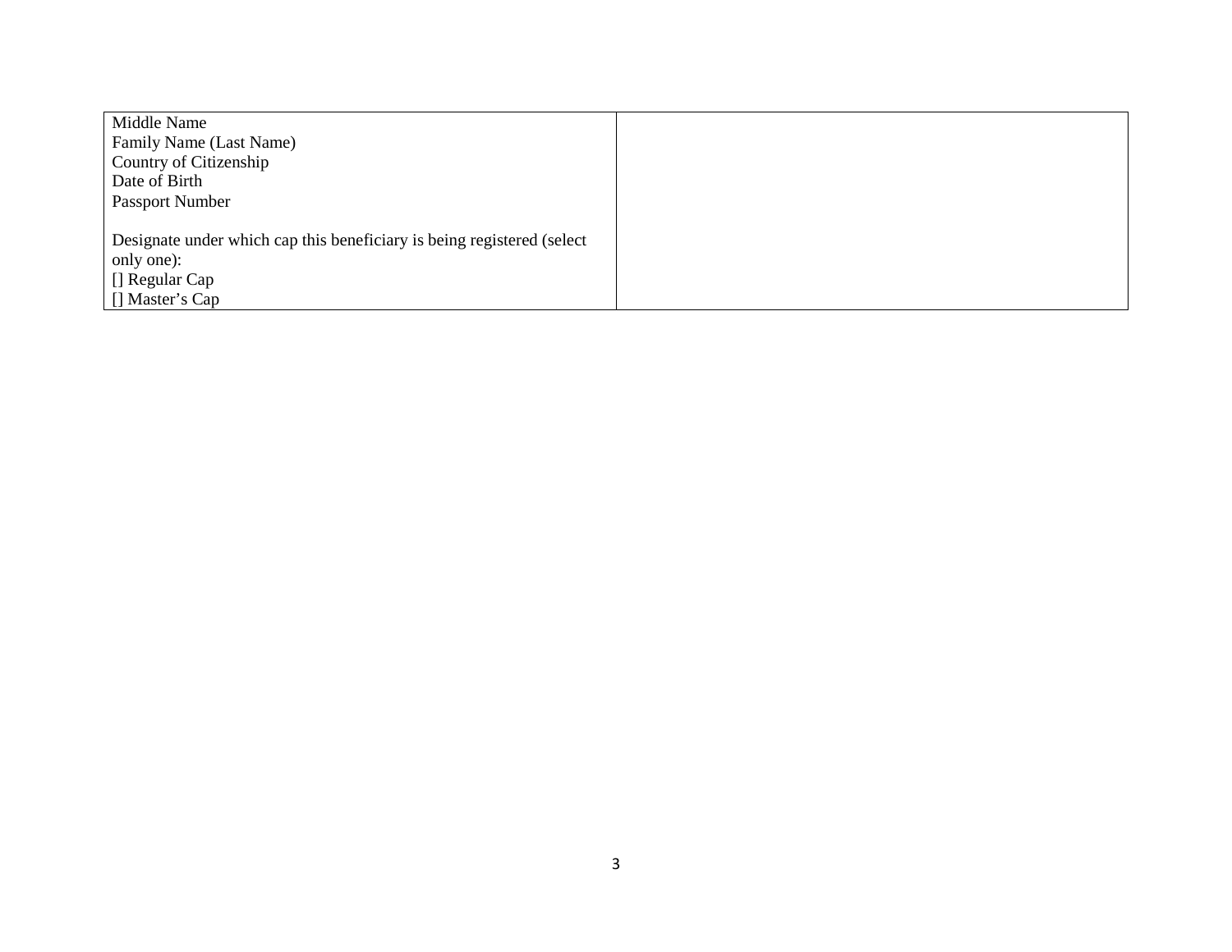| | |
|---|---|
| Middle Name<br>Family Name (Last Name)<br>Country of Citizenship<br>Date of Birth<br>Passport Number<br><br>Designate under which cap this beneficiary is being registered (select only one):<br>[] Regular Cap<br>[] Master’s Cap | |